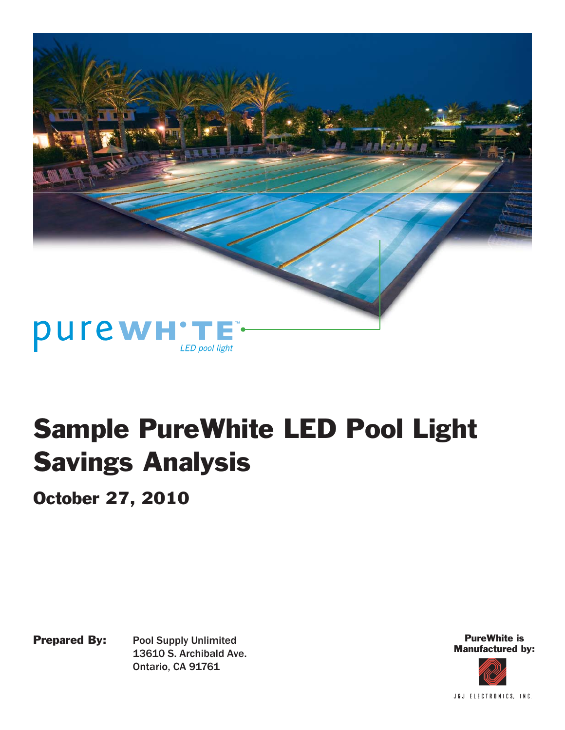purewhite™

*LED pool light*

# Sample PureWhite LED Pool Light Savings Analysis

## October 27, 2010

**Prepared By:** Pool Supply Unlimited
13610 S. Archibald Ave.
Ontario, CA 91761

**PureWhite is Manufactured by:**

J&J ELECTRONICS, INC.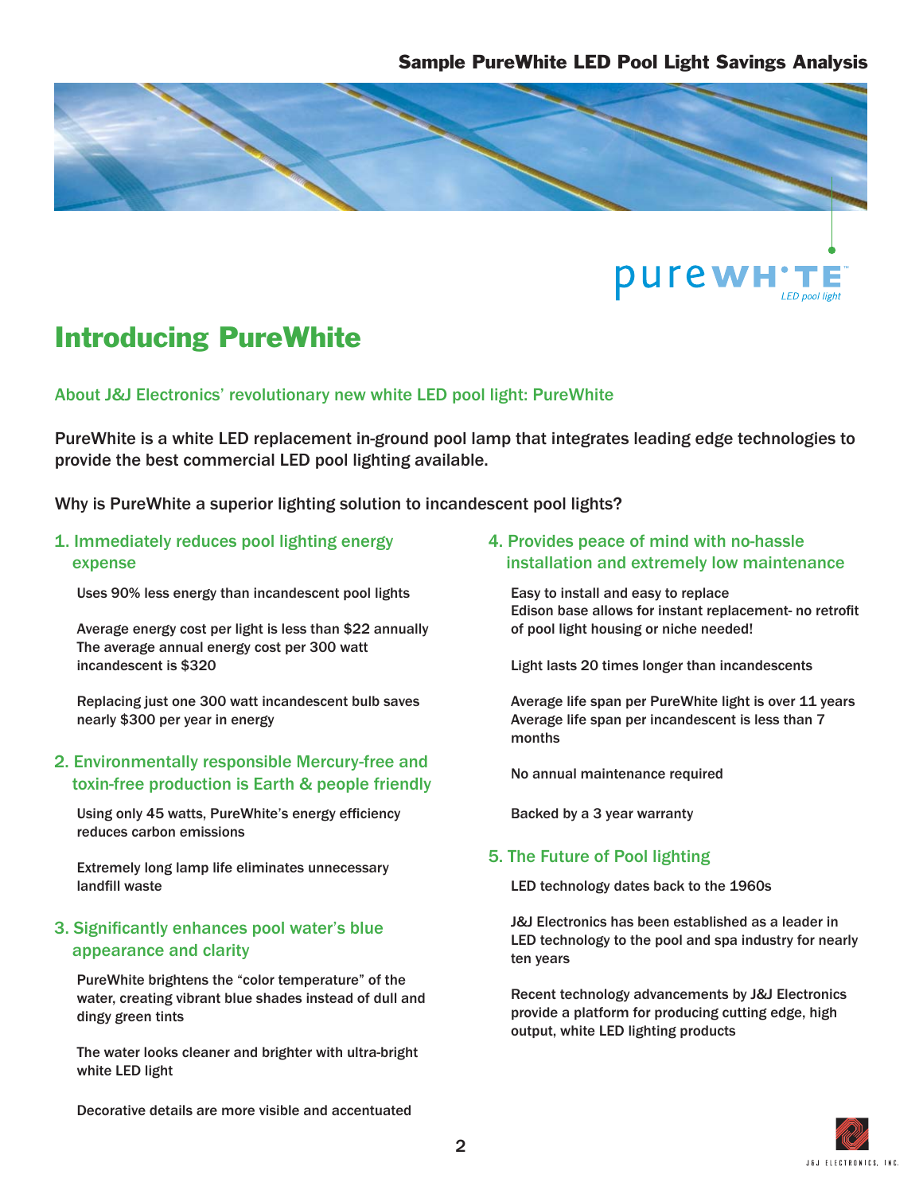# Introducing PureWhite

### About J&J Electronics' revolutionary new white LED pool light: PureWhite

PureWhite is a white LED replacement in-ground pool lamp that integrates leading edge technologies to provide the best commercial LED pool lighting available.

Why is PureWhite a superior lighting solution to incandescent pool lights?

### 1. Immediately reduces pool lighting energy expense

Uses 90% less energy than incandescent pool lights

Average energy cost per light is less than $22 annually
The average annual energy cost per 300 watt incandescent is $320

Replacing just one 300 watt incandescent bulb saves nearly $300 per year in energy

### 2. Environmentally responsible Mercury-free and toxin-free production is Earth & people friendly

Using only 45 watts, PureWhite's energy efficiency reduces carbon emissions

Extremely long lamp life eliminates unnecessary landfill waste

### 3. Significantly enhances pool water's blue appearance and clarity

PureWhite brightens the "color temperature" of the water, creating vibrant blue shades instead of dull and dingy green tints

The water looks cleaner and brighter with ultra-bright white LED light

Decorative details are more visible and accentuated

### 4. Provides peace of mind with no-hassle installation and extremely low maintenance

Easy to install and easy to replace
Edison base allows for instant replacement- no retrofit of pool light housing or niche needed!

Light lasts 20 times longer than incandescents

Average life span per PureWhite light is over 11 years
Average life span per incandescent is less than 7 months

No annual maintenance required

Backed by a 3 year warranty

### 5. The Future of Pool lighting

LED technology dates back to the 1960s

J&J Electronics has been established as a leader in LED technology to the pool and spa industry for nearly ten years

Recent technology advancements by J&J Electronics provide a platform for producing cutting edge, high output, white LED lighting products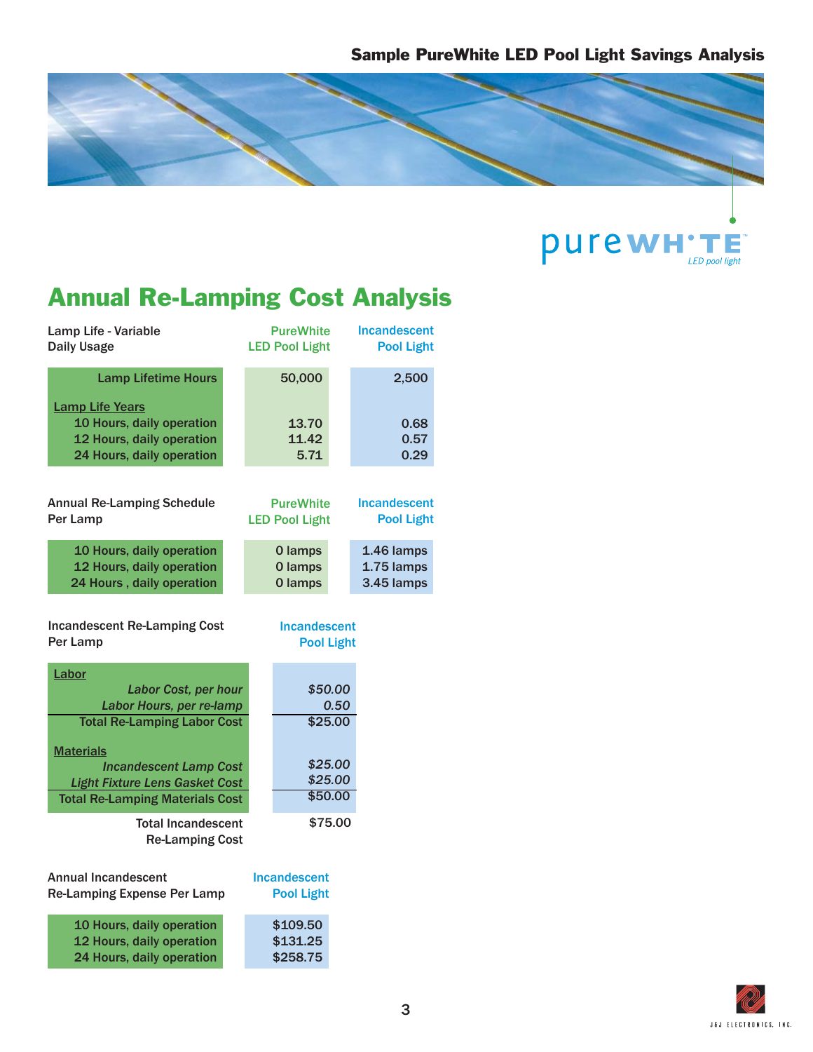## Sample PureWhite LED Pool Light Savings Analysis

# Annual Re-Lamping Cost Analysis

| Lamp Life - Variable Daily Usage | PureWhite LED Pool Light | Incandescent Pool Light |
|---|---|---|
| **Lamp Lifetime Hours** | 50,000 | 2,500 |
| **Lamp Life Years** | | |
| 10 Hours, daily operation | 13.70 | 0.68 |
| 12 Hours, daily operation | 11.42 | 0.57 |
| 24 Hours, daily operation | 5.71 | 0.29 |

| Annual Re-Lamping Schedule Per Lamp | PureWhite LED Pool Light | Incandescent Pool Light |
|---|---|---|
| 10 Hours, daily operation | 0 lamps | 1.46 lamps |
| 12 Hours, daily operation | 0 lamps | 1.75 lamps |
| 24 Hours , daily operation | 0 lamps | 3.45 lamps |

| Incandescent Re-Lamping Cost Per Lamp | Incandescent Pool Light |
|---|---|
| **Labor** | |
| *Labor Cost, per hour* | *$50.00* |
| *Labor Hours, per re-lamp* | *0.50* |
| Total Re-Lamping Labor Cost | $25.00 |
| **Materials** | |
| *Incandescent Lamp Cost* | *$25.00* |
| *Light Fixture Lens Gasket Cost* | *$25.00* |
| Total Re-Lamping Materials Cost | $50.00 |
| Total Incandescent Re-Lamping Cost | $75.00 |

| Annual Incandescent Re-Lamping Expense Per Lamp | Incandescent Pool Light |
|---|---|
| 10 Hours, daily operation | $109.50 |
| 12 Hours, daily operation | $131.25 |
| 24 Hours, daily operation | $258.75 |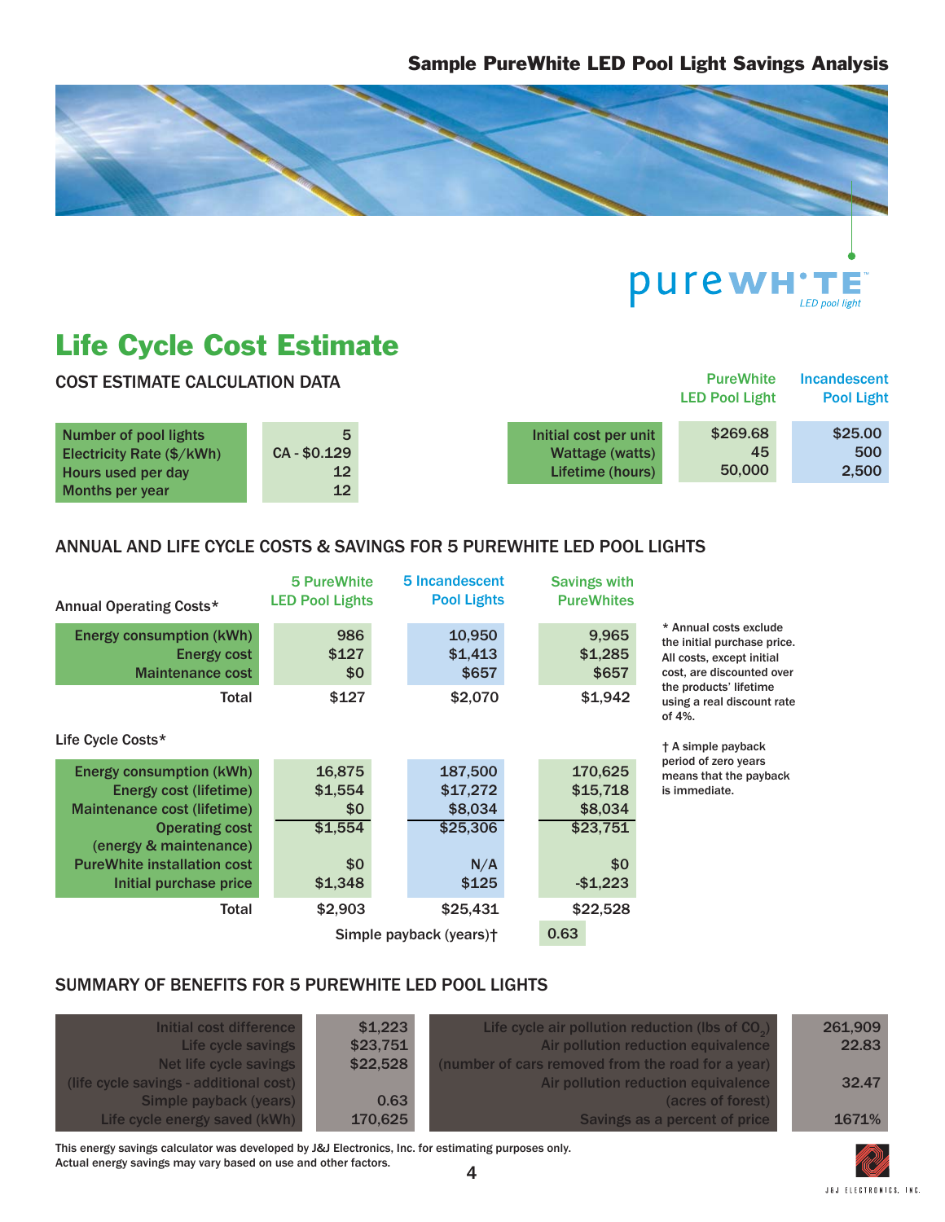## Sample PureWhite LED Pool Light Savings Analysis

purewhite™ LED pool light

# Life Cycle Cost Estimate

### COST ESTIMATE CALCULATION DATA

| | |
|---|---|
| Number of pool lights | 5 |
| Electricity Rate ($/kWh) | CA - $0.129 |
| Hours used per day | 12 |
| Months per year | 12 |

| | PureWhite LED Pool Light | Incandescent Pool Light |
|---|---|---|
| Initial cost per unit | $269.68 | $25.00 |
| Wattage (watts) | 45 | 500 |
| Lifetime (hours) | 50,000 | 2,500 |

### ANNUAL AND LIFE CYCLE COSTS & SAVINGS FOR 5 PUREWHITE LED POOL LIGHTS

| Annual Operating Costs* | 5 PureWhite LED Pool Lights | 5 Incandescent Pool Lights | Savings with PureWhites |
|---|---|---|---|
| Energy consumption (kWh) | 986 | 10,950 | 9,965 |
| Energy cost | $127 | $1,413 | $1,285 |
| Maintenance cost | $0 | $657 | $657 |
| Total | $127 | $2,070 | $1,942 |

| Life Cycle Costs* | 5 PureWhite LED Pool Lights | 5 Incandescent Pool Lights | Savings with PureWhites |
|---|---|---|---|
| Energy consumption (kWh) | 16,875 | 187,500 | 170,625 |
| Energy cost (lifetime) | $1,554 | $17,272 | $15,718 |
| Maintenance cost (lifetime) | $0 | $8,034 | $8,034 |
| Operating cost (energy & maintenance) | $1,554 | $25,306 | $23,751 |
| PureWhite installation cost | $0 | N/A | $0 |
| Initial purchase price | $1,348 | $125 | -$1,223 |
| Total | $2,903 | $25,431 | $22,528 |
| Simple payback (years)† | | | 0.63 |

\* Annual costs exclude the initial purchase price. All costs, except initial cost, are discounted over the products' lifetime using a real discount rate of 4%.

† A simple payback period of zero years means that the payback is immediate.

### SUMMARY OF BENEFITS FOR 5 PUREWHITE LED POOL LIGHTS

| | |
|---|---|
| Initial cost difference | $1,223 |
| Life cycle savings | $23,751 |
| Net life cycle savings (life cycle savings - additional cost) | $22,528 |
| Simple payback (years) | 0.63 |
| Life cycle energy saved (kWh) | 170,625 |

| | |
|---|---|
| Life cycle air pollution reduction (lbs of $CO_2$) | 261,909 |
| Air pollution reduction equivalence (number of cars removed from the road for a year) | 22.83 |
| Air pollution reduction equivalence (acres of forest) | 32.47 |
| Savings as a percent of price | 1671% |

This energy savings calculator was developed by J&J Electronics, Inc. for estimating purposes only. Actual energy savings may vary based on use and other factors.

J&J ELECTRONICS, INC.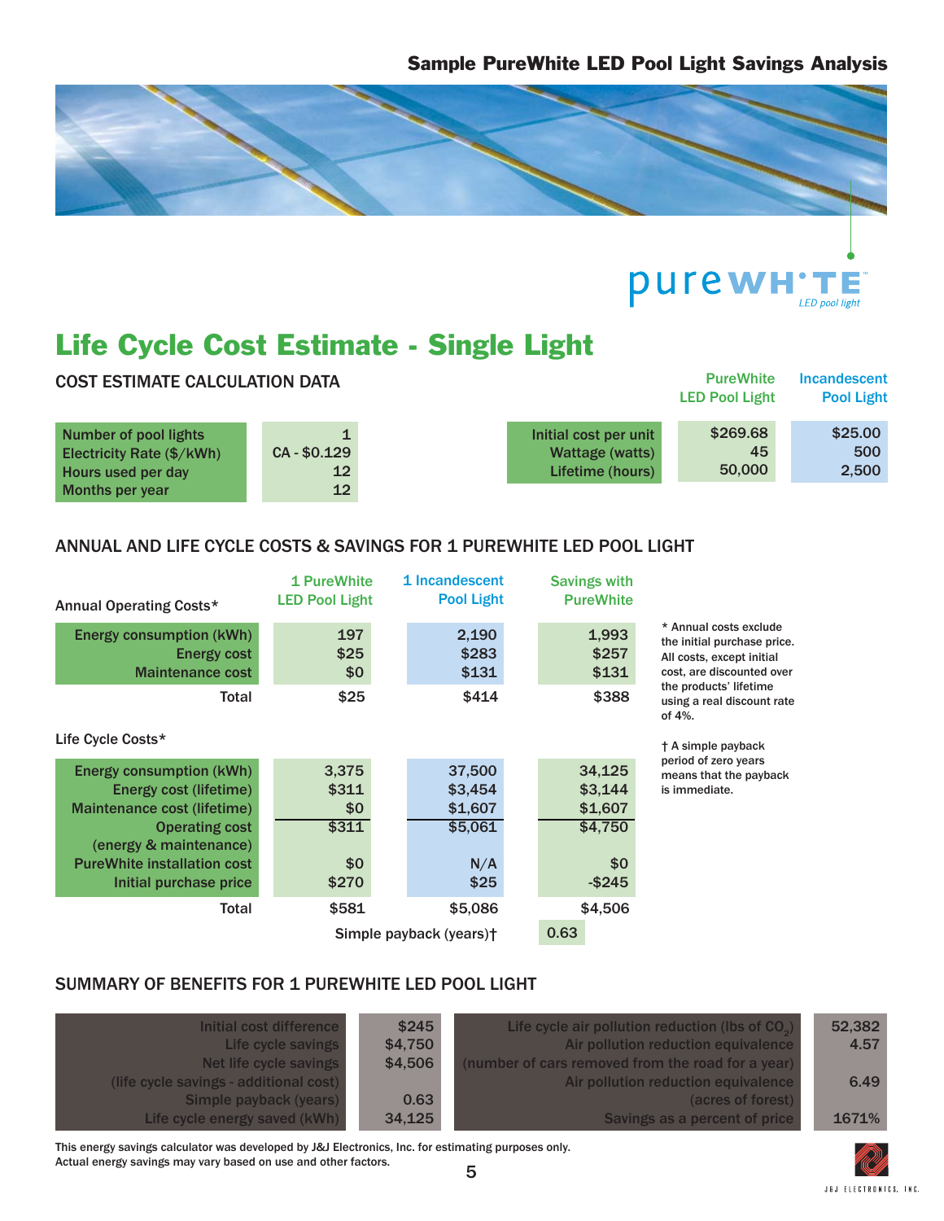## Sample PureWhite LED Pool Light Savings Analysis

pureWHITE™ LED pool light

# Life Cycle Cost Estimate - Single Light

### COST ESTIMATE CALCULATION DATA

| | |
|---|---|
| Number of pool lights | 1 |
| Electricity Rate ($/kWh) | CA - $0.129 |
| Hours used per day | 12 |
| Months per year | 12 |

| | PureWhite LED Pool Light | Incandescent Pool Light |
|---|---|---|
| Initial cost per unit | $269.68 | $25.00 |
| Wattage (watts) | 45 | 500 |
| Lifetime (hours) | 50,000 | 2,500 |

### ANNUAL AND LIFE CYCLE COSTS & SAVINGS FOR 1 PUREWHITE LED POOL LIGHT

| Annual Operating Costs* | 1 PureWhite LED Pool Light | 1 Incandescent Pool Light | Savings with PureWhite |
|---|---|---|---|
| Energy consumption (kWh) | 197 | 2,190 | 1,993 |
| Energy cost | $25 | $283 | $257 |
| Maintenance cost | $0 | $131 | $131 |
| Total | $25 | $414 | $388 |

| Life Cycle Costs* | 1 PureWhite LED Pool Light | 1 Incandescent Pool Light | Savings with PureWhite |
|---|---|---|---|
| Energy consumption (kWh) | 3,375 | 37,500 | 34,125 |
| Energy cost (lifetime) | $311 | $3,454 | $3,144 |
| Maintenance cost (lifetime) | $0 | $1,607 | $1,607 |
| Operating cost (energy & maintenance) | $311 | $5,061 | $4,750 |
| PureWhite installation cost | $0 | N/A | $0 |
| Initial purchase price | $270 | $25 | -$245 |
| Total | $581 | $5,086 | $4,506 |
| | | Simple payback (years)† | 0.63 |

\* Annual costs exclude the initial purchase price. All costs, except initial cost, are discounted over the products' lifetime using a real discount rate of 4%.

† A simple payback period of zero years means that the payback is immediate.

### SUMMARY OF BENEFITS FOR 1 PUREWHITE LED POOL LIGHT

| | |
|---|---|
| Initial cost difference | $245 |
| Life cycle savings | $4,750 |
| Net life cycle savings (life cycle savings - additional cost) | $4,506 |
| Simple payback (years) | 0.63 |
| Life cycle energy saved (kWh) | 34,125 |

| | |
|---|---|
| Life cycle air pollution reduction (lbs of $CO_2$) | 52,382 |
| Air pollution reduction equivalence (number of cars removed from the road for a year) | 4.57 |
| Air pollution reduction equivalence (acres of forest) | 6.49 |
| Savings as a percent of price | 1671% |

This energy savings calculator was developed by J&J Electronics, Inc. for estimating purposes only. Actual energy savings may vary based on use and other factors.

J&J ELECTRONICS, INC.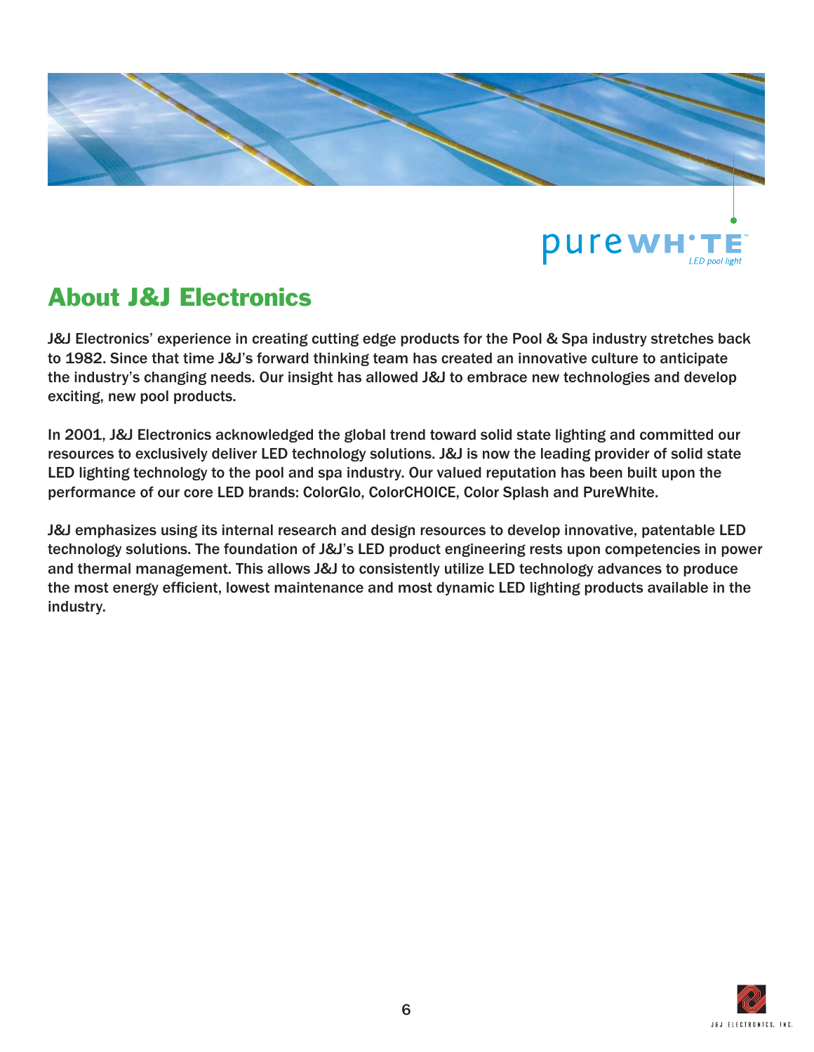## About J&J Electronics

J&J Electronics' experience in creating cutting edge products for the Pool & Spa industry stretches back to 1982. Since that time J&J's forward thinking team has created an innovative culture to anticipate the industry's changing needs. Our insight has allowed J&J to embrace new technologies and develop exciting, new pool products.

In 2001, J&J Electronics acknowledged the global trend toward solid state lighting and committed our resources to exclusively deliver LED technology solutions. J&J is now the leading provider of solid state LED lighting technology to the pool and spa industry. Our valued reputation has been built upon the performance of our core LED brands: ColorGlo, ColorCHOICE, Color Splash and PureWhite.

J&J emphasizes using its internal research and design resources to develop innovative, patentable LED technology solutions. The foundation of J&J's LED product engineering rests upon competencies in power and thermal management. This allows J&J to consistently utilize LED technology advances to produce the most energy efficient, lowest maintenance and most dynamic LED lighting products available in the industry.